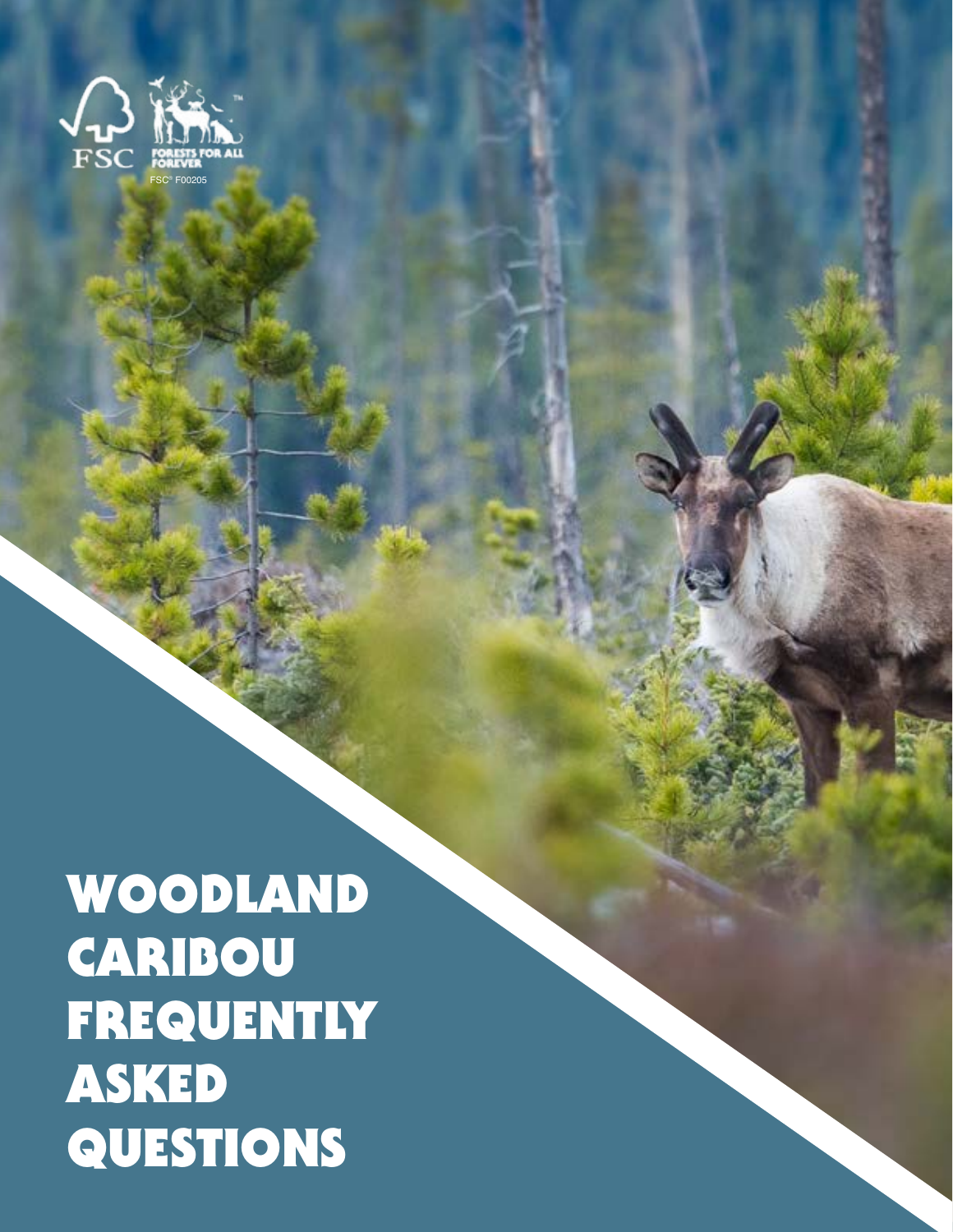FSC

FORESTS FOR ALL FOREVER

FSC® F00205

# WOODLAND CARIBOU FREQUENTLY ASKED QUESTIONS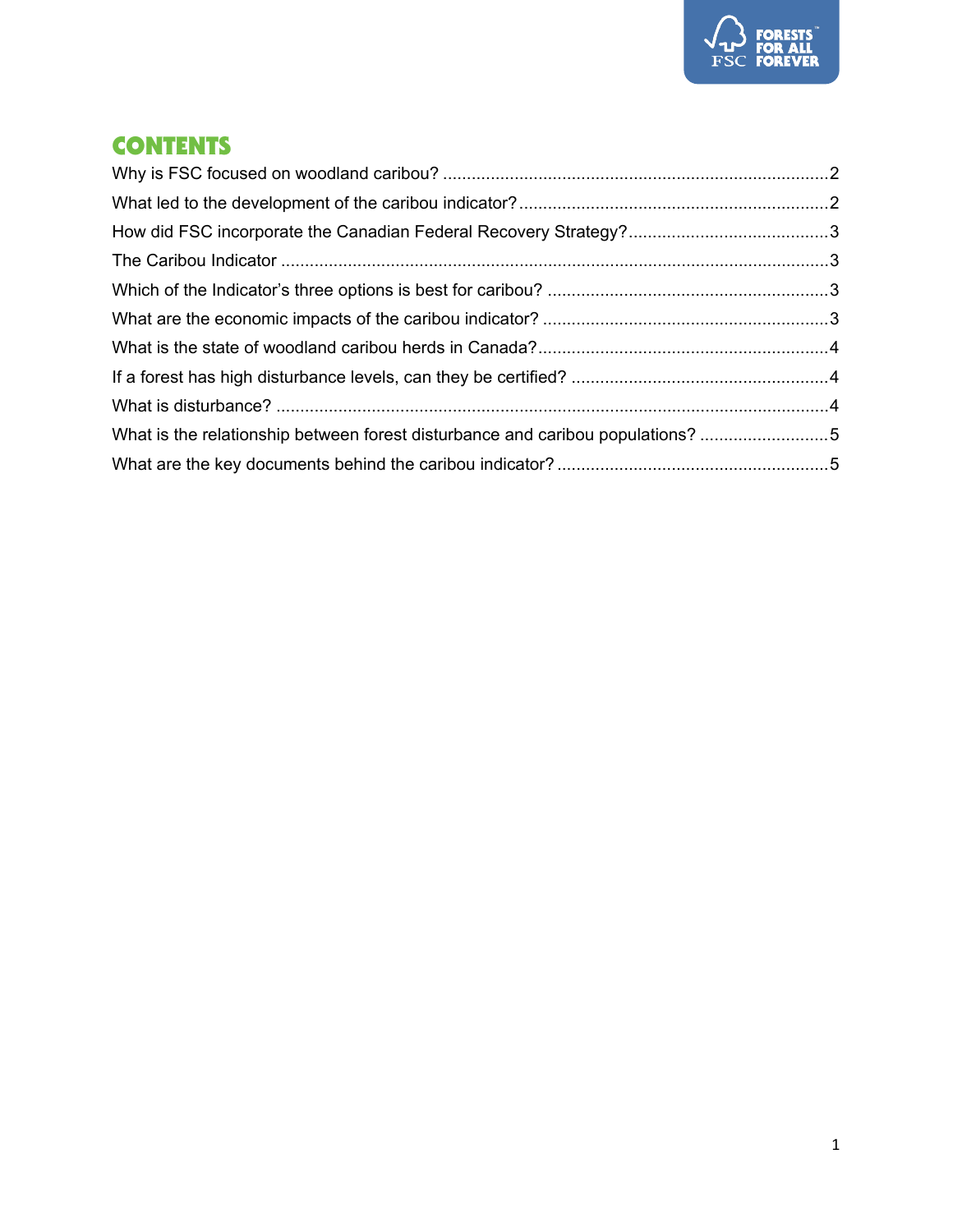# CONTENTS

Why is FSC focused on woodland caribou? ....................................................................................2
What led to the development of the caribou indicator? ....................................................................2
How did FSC incorporate the Canadian Federal Recovery Strategy? ..............................................3
The Caribou Indicator ......................................................................................................................3
Which of the Indicator's three options is best for caribou? ...............................................................3
What are the economic impacts of the caribou indicator? ................................................................3
What is the state of woodland caribou herds in Canada? .................................................................4
If a forest has high disturbance levels, can they be certified? ..........................................................4
What is disturbance? .......................................................................................................................4
What is the relationship between forest disturbance and caribou populations? ..............................5
What are the key documents behind the caribou indicator? .............................................................5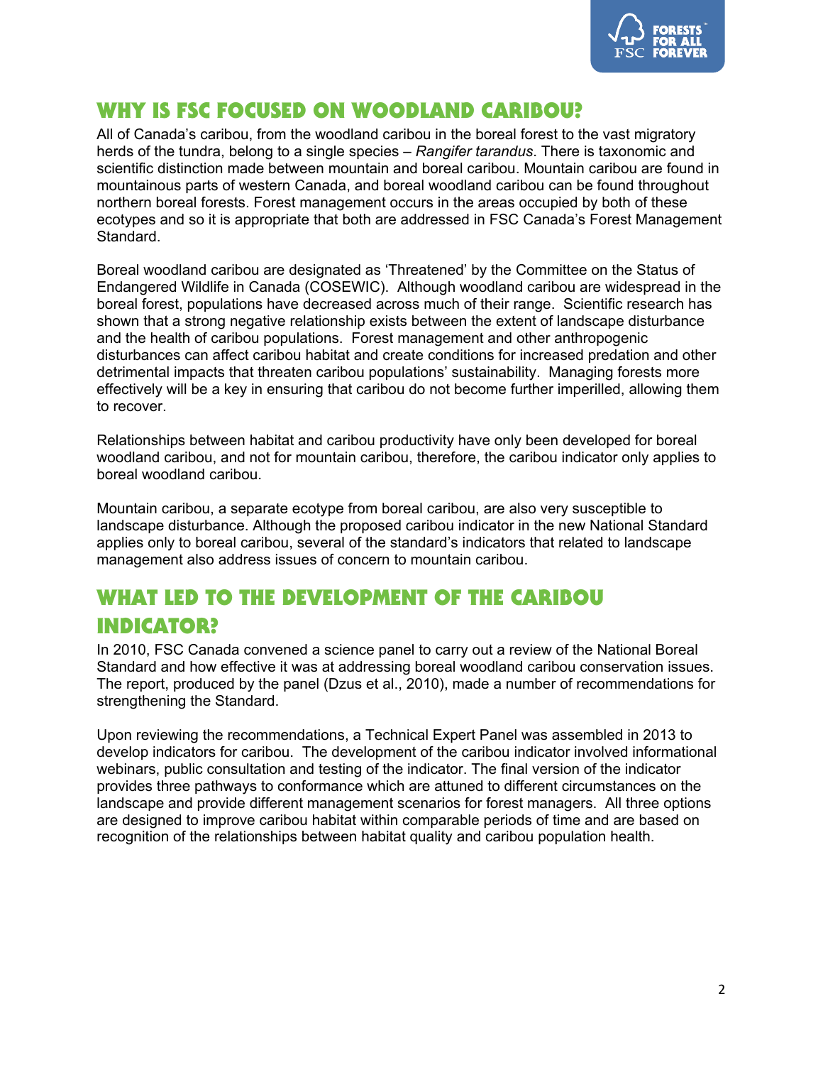## WHY IS FSC FOCUSED ON WOODLAND CARIBOU?

All of Canada's caribou, from the woodland caribou in the boreal forest to the vast migratory herds of the tundra, belong to a single species – *Rangifer tarandus*. There is taxonomic and scientific distinction made between mountain and boreal caribou. Mountain caribou are found in mountainous parts of western Canada, and boreal woodland caribou can be found throughout northern boreal forests. Forest management occurs in the areas occupied by both of these ecotypes and so it is appropriate that both are addressed in FSC Canada's Forest Management Standard.

Boreal woodland caribou are designated as 'Threatened' by the Committee on the Status of Endangered Wildlife in Canada (COSEWIC). Although woodland caribou are widespread in the boreal forest, populations have decreased across much of their range. Scientific research has shown that a strong negative relationship exists between the extent of landscape disturbance and the health of caribou populations. Forest management and other anthropogenic disturbances can affect caribou habitat and create conditions for increased predation and other detrimental impacts that threaten caribou populations' sustainability. Managing forests more effectively will be a key in ensuring that caribou do not become further imperilled, allowing them to recover.

Relationships between habitat and caribou productivity have only been developed for boreal woodland caribou, and not for mountain caribou, therefore, the caribou indicator only applies to boreal woodland caribou.

Mountain caribou, a separate ecotype from boreal caribou, are also very susceptible to landscape disturbance. Although the proposed caribou indicator in the new National Standard applies only to boreal caribou, several of the standard's indicators that related to landscape management also address issues of concern to mountain caribou.

## WHAT LED TO THE DEVELOPMENT OF THE CARIBOU INDICATOR?

In 2010, FSC Canada convened a science panel to carry out a review of the National Boreal Standard and how effective it was at addressing boreal woodland caribou conservation issues. The report, produced by the panel (Dzus et al., 2010), made a number of recommendations for strengthening the Standard.

Upon reviewing the recommendations, a Technical Expert Panel was assembled in 2013 to develop indicators for caribou. The development of the caribou indicator involved informational webinars, public consultation and testing of the indicator. The final version of the indicator provides three pathways to conformance which are attuned to different circumstances on the landscape and provide different management scenarios for forest managers. All three options are designed to improve caribou habitat within comparable periods of time and are based on recognition of the relationships between habitat quality and caribou population health.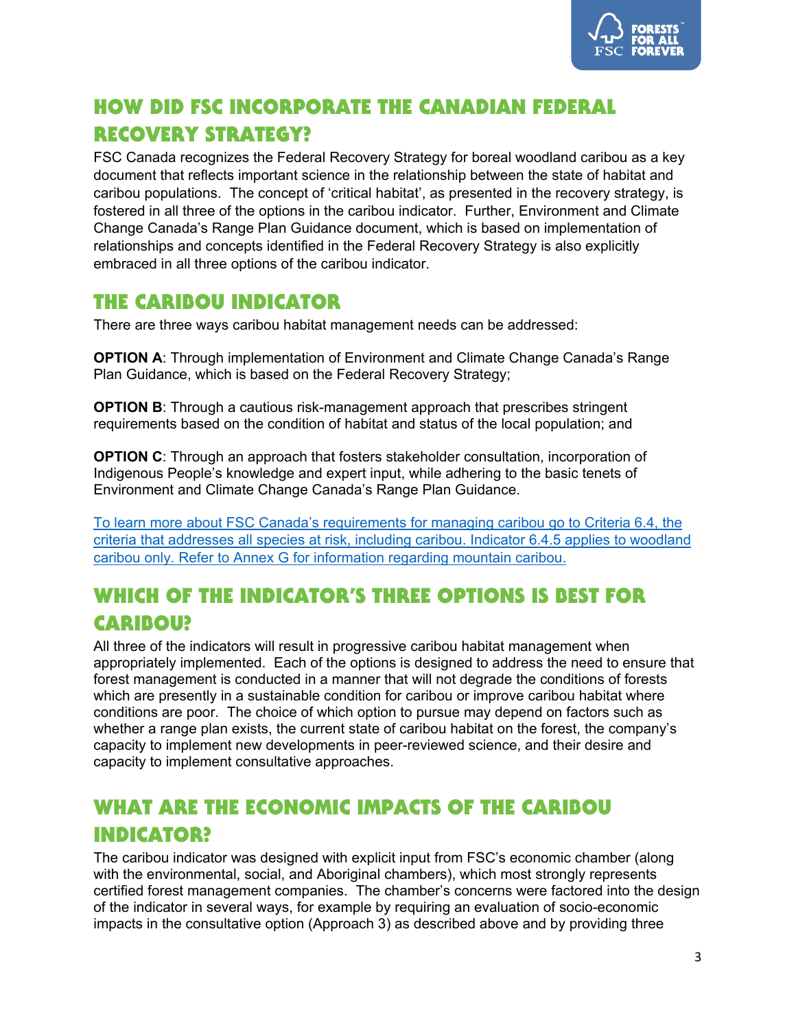## HOW DID FSC INCORPORATE THE CANADIAN FEDERAL RECOVERY STRATEGY?

FSC Canada recognizes the Federal Recovery Strategy for boreal woodland caribou as a key document that reflects important science in the relationship between the state of habitat and caribou populations. The concept of 'critical habitat', as presented in the recovery strategy, is fostered in all three of the options in the caribou indicator. Further, Environment and Climate Change Canada's Range Plan Guidance document, which is based on implementation of relationships and concepts identified in the Federal Recovery Strategy is also explicitly embraced in all three options of the caribou indicator.

## THE CARIBOU INDICATOR

There are three ways caribou habitat management needs can be addressed:

**OPTION A**: Through implementation of Environment and Climate Change Canada's Range Plan Guidance, which is based on the Federal Recovery Strategy;

**OPTION B**: Through a cautious risk-management approach that prescribes stringent requirements based on the condition of habitat and status of the local population; and

**OPTION C**: Through an approach that fosters stakeholder consultation, incorporation of Indigenous People's knowledge and expert input, while adhering to the basic tenets of Environment and Climate Change Canada's Range Plan Guidance.

To learn more about FSC Canada's requirements for managing caribou go to Criteria 6.4, the criteria that addresses all species at risk, including caribou. Indicator 6.4.5 applies to woodland caribou only. Refer to Annex G for information regarding mountain caribou.

## WHICH OF THE INDICATOR'S THREE OPTIONS IS BEST FOR CARIBOU?

All three of the indicators will result in progressive caribou habitat management when appropriately implemented. Each of the options is designed to address the need to ensure that forest management is conducted in a manner that will not degrade the conditions of forests which are presently in a sustainable condition for caribou or improve caribou habitat where conditions are poor. The choice of which option to pursue may depend on factors such as whether a range plan exists, the current state of caribou habitat on the forest, the company's capacity to implement new developments in peer-reviewed science, and their desire and capacity to implement consultative approaches.

## WHAT ARE THE ECONOMIC IMPACTS OF THE CARIBOU INDICATOR?

The caribou indicator was designed with explicit input from FSC's economic chamber (along with the environmental, social, and Aboriginal chambers), which most strongly represents certified forest management companies. The chamber's concerns were factored into the design of the indicator in several ways, for example by requiring an evaluation of socio-economic impacts in the consultative option (Approach 3) as described above and by providing three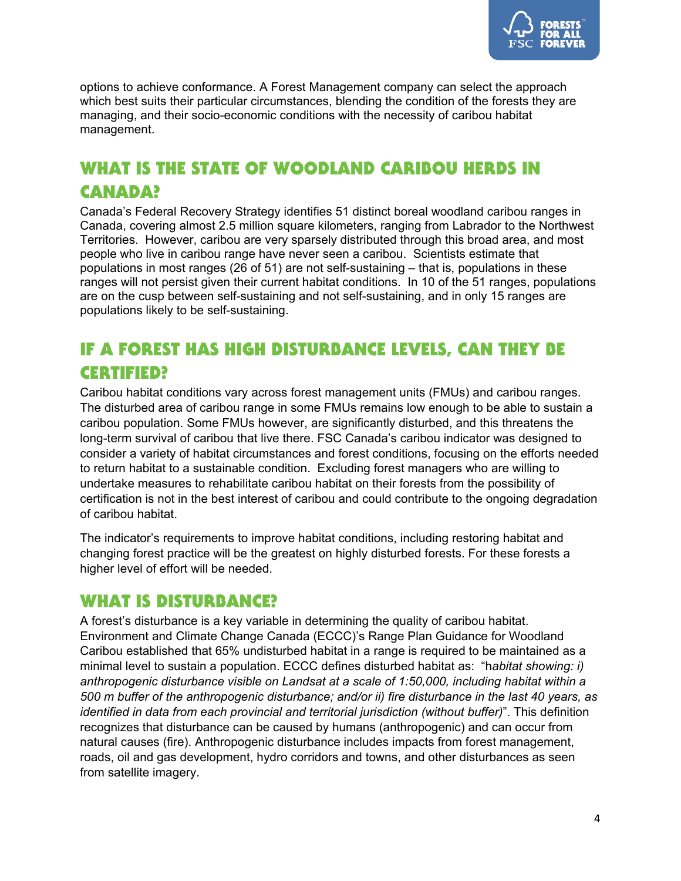options to achieve conformance. A Forest Management company can select the approach which best suits their particular circumstances, blending the condition of the forests they are managing, and their socio-economic conditions with the necessity of caribou habitat management.

## What is the state of Woodland Caribou herds in Canada?

Canada's Federal Recovery Strategy identifies 51 distinct boreal woodland caribou ranges in Canada, covering almost 2.5 million square kilometers, ranging from Labrador to the Northwest Territories. However, caribou are very sparsely distributed through this broad area, and most people who live in caribou range have never seen a caribou. Scientists estimate that populations in most ranges (26 of 51) are not self-sustaining – that is, populations in these ranges will not persist given their current habitat conditions. In 10 of the 51 ranges, populations are on the cusp between self-sustaining and not self-sustaining, and in only 15 ranges are populations likely to be self-sustaining.

## If a forest has high disturbance levels, can they be certified?

Caribou habitat conditions vary across forest management units (FMUs) and caribou ranges. The disturbed area of caribou range in some FMUs remains low enough to be able to sustain a caribou population. Some FMUs however, are significantly disturbed, and this threatens the long-term survival of caribou that live there. FSC Canada's caribou indicator was designed to consider a variety of habitat circumstances and forest conditions, focusing on the efforts needed to return habitat to a sustainable condition. Excluding forest managers who are willing to undertake measures to rehabilitate caribou habitat on their forests from the possibility of certification is not in the best interest of caribou and could contribute to the ongoing degradation of caribou habitat.

The indicator's requirements to improve habitat conditions, including restoring habitat and changing forest practice will be the greatest on highly disturbed forests. For these forests a higher level of effort will be needed.

## What is disturbance?

A forest's disturbance is a key variable in determining the quality of caribou habitat. Environment and Climate Change Canada (ECCC)'s Range Plan Guidance for Woodland Caribou established that 65% undisturbed habitat in a range is required to be maintained as a minimal level to sustain a population. ECCC defines disturbed habitat as: "h*abitat showing: i) anthropogenic disturbance visible on Landsat at a scale of 1:50,000, including habitat within a 500 m buffer of the anthropogenic disturbance; and/or ii) fire disturbance in the last 40 years, as identified in data from each provincial and territorial jurisdiction (without buffer)*". This definition recognizes that disturbance can be caused by humans (anthropogenic) and can occur from natural causes (fire). Anthropogenic disturbance includes impacts from forest management, roads, oil and gas development, hydro corridors and towns, and other disturbances as seen from satellite imagery.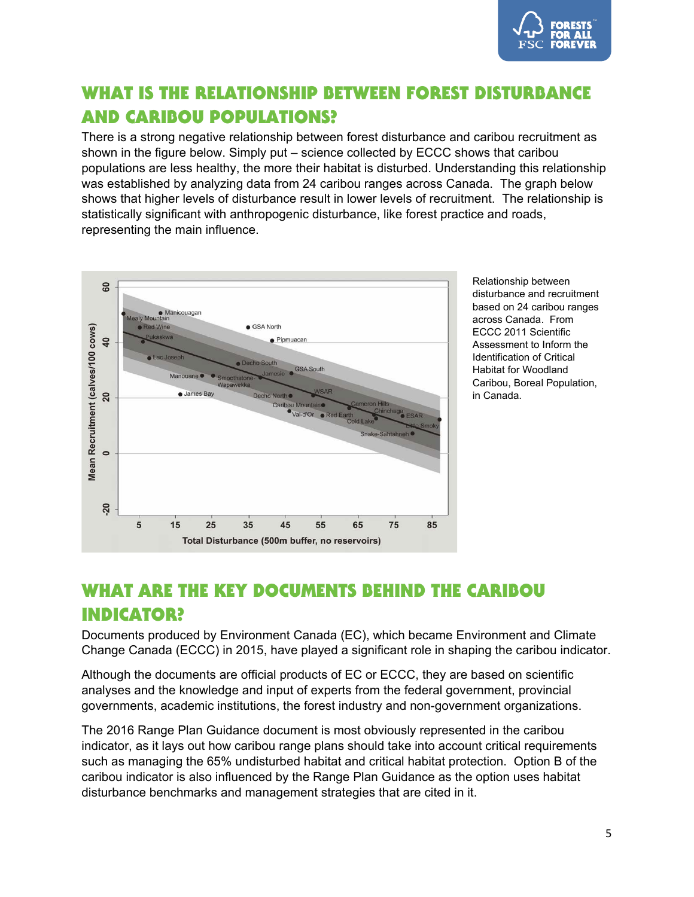## WHAT IS THE RELATIONSHIP BETWEEN FOREST DISTURBANCE AND CARIBOU POPULATIONS?

There is a strong negative relationship between forest disturbance and caribou recruitment as shown in the figure below. Simply put – science collected by ECCC shows that caribou populations are less healthy, the more their habitat is disturbed. Understanding this relationship was established by analyzing data from 24 caribou ranges across Canada. The graph below shows that higher levels of disturbance result in lower levels of recruitment. The relationship is statistically significant with anthropogenic disturbance, like forest practice and roads, representing the main influence.

Relationship between disturbance and recruitment based on 24 caribou ranges across Canada. From ECCC 2011 Scientific Assessment to Inform the Identification of Critical Habitat for Woodland Caribou, Boreal Population, in Canada.

## WHAT ARE THE KEY DOCUMENTS BEHIND THE CARIBOU INDICATOR?

Documents produced by Environment Canada (EC), which became Environment and Climate Change Canada (ECCC) in 2015, have played a significant role in shaping the caribou indicator.

Although the documents are official products of EC or ECCC, they are based on scientific analyses and the knowledge and input of experts from the federal government, provincial governments, academic institutions, the forest industry and non-government organizations.

The 2016 Range Plan Guidance document is most obviously represented in the caribou indicator, as it lays out how caribou range plans should take into account critical requirements such as managing the 65% undisturbed habitat and critical habitat protection. Option B of the caribou indicator is also influenced by the Range Plan Guidance as the option uses habitat disturbance benchmarks and management strategies that are cited in it.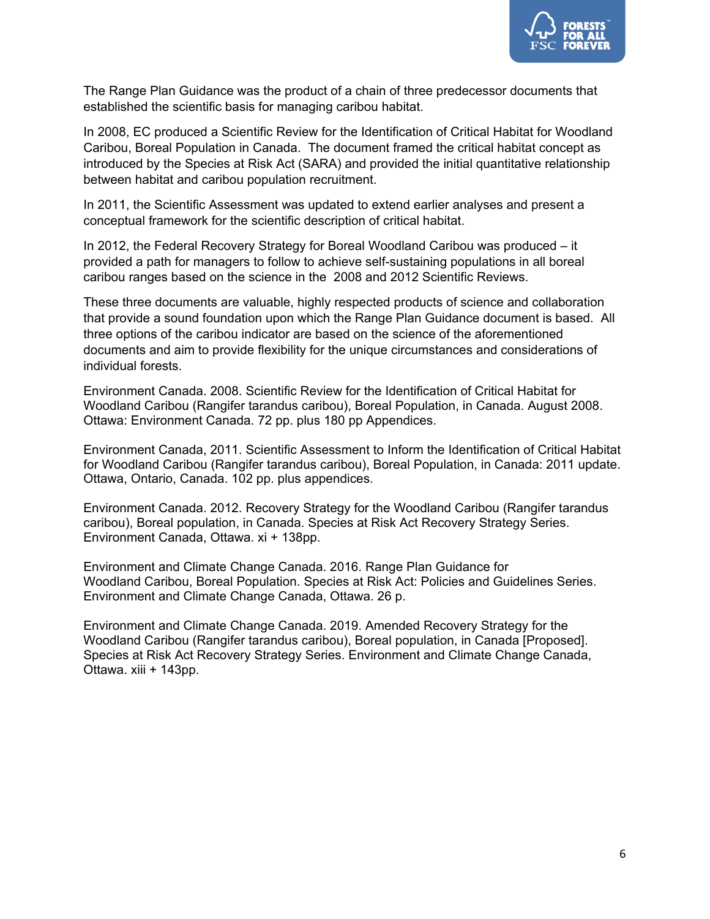The Range Plan Guidance was the product of a chain of three predecessor documents that established the scientific basis for managing caribou habitat.

In 2008, EC produced a Scientific Review for the Identification of Critical Habitat for Woodland Caribou, Boreal Population in Canada. The document framed the critical habitat concept as introduced by the Species at Risk Act (SARA) and provided the initial quantitative relationship between habitat and caribou population recruitment.

In 2011, the Scientific Assessment was updated to extend earlier analyses and present a conceptual framework for the scientific description of critical habitat.

In 2012, the Federal Recovery Strategy for Boreal Woodland Caribou was produced – it provided a path for managers to follow to achieve self-sustaining populations in all boreal caribou ranges based on the science in the 2008 and 2012 Scientific Reviews.

These three documents are valuable, highly respected products of science and collaboration that provide a sound foundation upon which the Range Plan Guidance document is based. All three options of the caribou indicator are based on the science of the aforementioned documents and aim to provide flexibility for the unique circumstances and considerations of individual forests.

Environment Canada. 2008. Scientific Review for the Identification of Critical Habitat for Woodland Caribou (Rangifer tarandus caribou), Boreal Population, in Canada. August 2008. Ottawa: Environment Canada. 72 pp. plus 180 pp Appendices.

Environment Canada, 2011. Scientific Assessment to Inform the Identification of Critical Habitat for Woodland Caribou (Rangifer tarandus caribou), Boreal Population, in Canada: 2011 update. Ottawa, Ontario, Canada. 102 pp. plus appendices.

Environment Canada. 2012. Recovery Strategy for the Woodland Caribou (Rangifer tarandus caribou), Boreal population, in Canada. Species at Risk Act Recovery Strategy Series. Environment Canada, Ottawa. xi + 138pp.

Environment and Climate Change Canada. 2016. Range Plan Guidance for Woodland Caribou, Boreal Population. Species at Risk Act: Policies and Guidelines Series. Environment and Climate Change Canada, Ottawa. 26 p.

Environment and Climate Change Canada. 2019. Amended Recovery Strategy for the Woodland Caribou (Rangifer tarandus caribou), Boreal population, in Canada [Proposed]. Species at Risk Act Recovery Strategy Series. Environment and Climate Change Canada, Ottawa. xiii + 143pp.